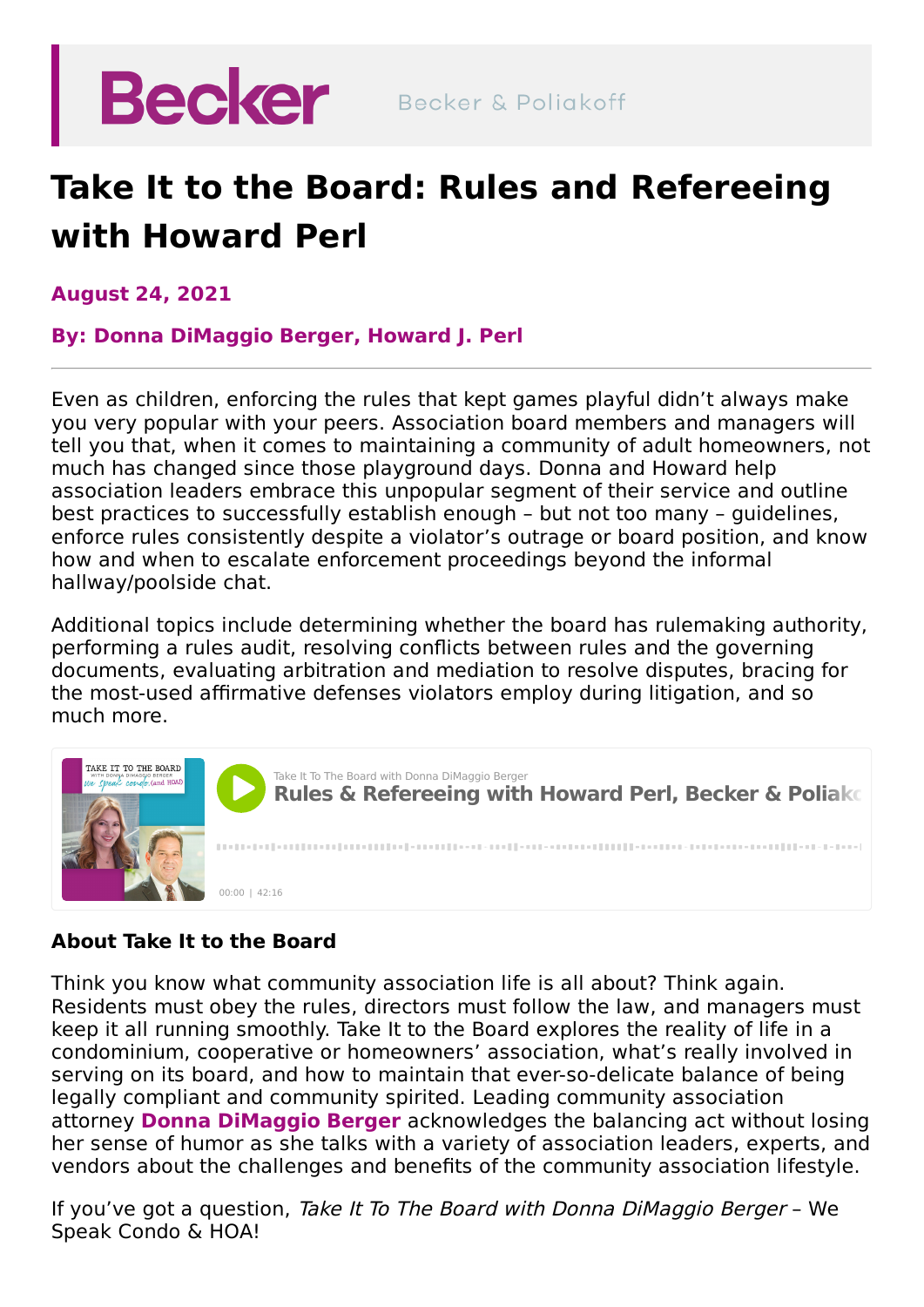# Take It to the Board: Rules and Refereeing with Howard Perl

**August 24, 2021**

**By: Donna DiMaggio Berger, Howard J. Perl**

Even as children, enforcing the rules that kept games playful didn't always make you very popular with your peers. Association board members and managers will tell you that, when it comes to maintaining a community of adult homeowners, not much has changed since those playground days. Donna and Howard help association leaders embrace this unpopular segment of their service and outline best practices to successfully establish enough – but not too many – guidelines, enforce rules consistently despite a violator's outrage or board position, and know how and when to escalate enforcement proceedings beyond the informal hallway/poolside chat.

Additional topics include determining whether the board has rulemaking authority, performing a rules audit, resolving conflicts between rules and the governing documents, evaluating arbitration and mediation to resolve disputes, bracing for the most-used affirmative defenses violators employ during litigation, and so much more.

Take It To The Board with Donna DiMaggio Berger
**Rules & Refereeing with Howard Perl, Becker & Poliakoff**

00:00 | 42:16

### About Take It to the Board

Think you know what community association life is all about? Think again. Residents must obey the rules, directors must follow the law, and managers must keep it all running smoothly. Take It to the Board explores the reality of life in a condominium, cooperative or homeowners' association, what's really involved in serving on its board, and how to maintain that ever-so-delicate balance of being legally compliant and community spirited. Leading community association attorney **Donna DiMaggio Berger** acknowledges the balancing act without losing her sense of humor as she talks with a variety of association leaders, experts, and vendors about the challenges and benefits of the community association lifestyle.

If you've got a question, *Take It To The Board with Donna DiMaggio Berger* – We Speak Condo & HOA!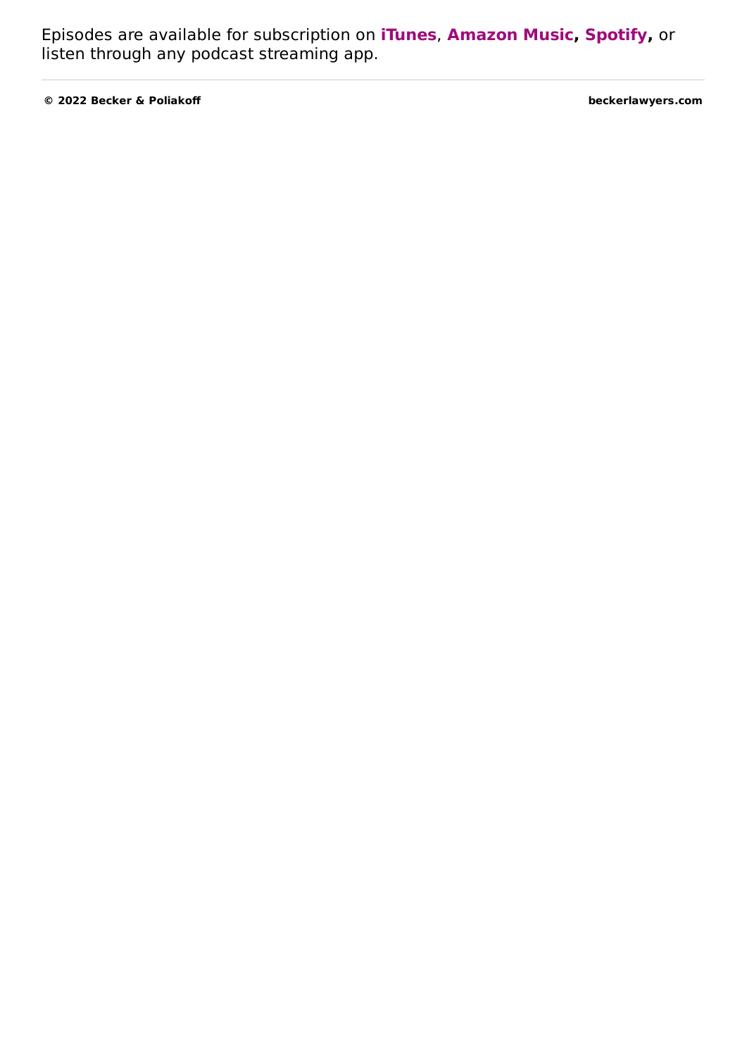Episodes are available for subscription on **iTunes**, **Amazon Music**, **Spotify**, or listen through any podcast streaming app.